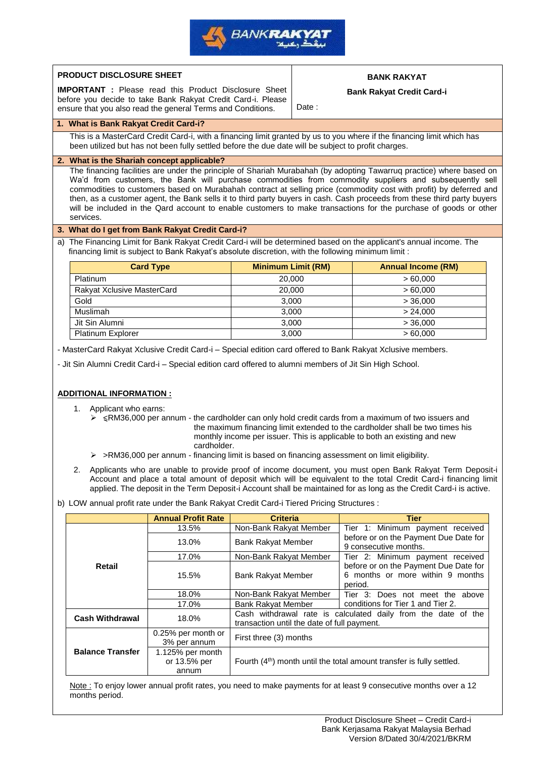**PRODUCT DISCLOSURE SHEET**

**IMPORTANT :** Please read this Product Disclosure Sheet before you decide to take Bank Rakyat Credit Card-i. Please ensure that you also read the general Terms and Conditions.

**BANK RAKYAT**

**Bank Rakyat Credit Card-i**

Date :

## 1. What is Bank Rakyat Credit Card-i?

This is a MasterCard Credit Card-i, with a financing limit granted by us to you where if the financing limit which has been utilized but has not been fully settled before the due date will be subject to profit charges.

## 2. What is the Shariah concept applicable?

The financing facilities are under the principle of Shariah Murabahah (by adopting Tawarruq practice) where based on Wa'd from customers, the Bank will purchase commodities from commodity suppliers and subsequently sell commodities to customers based on Murabahah contract at selling price (commodity cost with profit) by deferred and then, as a customer agent, the Bank sells it to third party buyers in cash. Cash proceeds from these third party buyers will be included in the Qard account to enable customers to make transactions for the purchase of goods or other services.

## 3. What do I get from Bank Rakyat Credit Card-i?

a) The Financing Limit for Bank Rakyat Credit Card-i will be determined based on the applicant's annual income. The financing limit is subject to Bank Rakyat's absolute discretion, with the following minimum limit :

| Card Type | Minimum Limit (RM) | Annual Income (RM) |
|---|---|---|
| Platinum | 20,000 | > 60,000 |
| Rakyat Xclusive MasterCard | 20,000 | > 60,000 |
| Gold | 3,000 | > 36,000 |
| Muslimah | 3,000 | > 24,000 |
| Jit Sin Alumni | 3,000 | > 36,000 |
| Platinum Explorer | 3,000 | > 60,000 |

- MasterCard Rakyat Xclusive Credit Card-i – Special edition card offered to Bank Rakyat Xclusive members.

- Jit Sin Alumni Credit Card-i – Special edition card offered to alumni members of Jit Sin High School.

**ADDITIONAL INFORMATION :**

1. Applicant who earns:
   - ≤RM36,000 per annum - the cardholder can only hold credit cards from a maximum of two issuers and the maximum financing limit extended to the cardholder shall be two times his monthly income per issuer. This is applicable to both an existing and new cardholder.
   - >RM36,000 per annum - financing limit is based on financing assessment on limit eligibility.
2. Applicants who are unable to provide proof of income document, you must open Bank Rakyat Term Deposit-i Account and place a total amount of deposit which will be equivalent to the total Credit Card-i financing limit applied. The deposit in the Term Deposit-i Account shall be maintained for as long as the Credit Card-i is active.

b) LOW annual profit rate under the Bank Rakyat Credit Card-i Tiered Pricing Structures :

| | Annual Profit Rate | Criteria | Tier |
|---|---|---|---|
| **Retail** | 13.5% | Non-Bank Rakyat Member | Tier 1: Minimum payment received before or on the Payment Due Date for 9 consecutive months. |
| | 13.0% | Bank Rakyat Member | |
| | 17.0% | Non-Bank Rakyat Member | Tier 2: Minimum payment received before or on the Payment Due Date for 6 months or more within 9 months period. |
| | 15.5% | Bank Rakyat Member | |
| | 18.0% | Non-Bank Rakyat Member | Tier 3: Does not meet the above conditions for Tier 1 and Tier 2. |
| | 17.0% | Bank Rakyat Member | |
| **Cash Withdrawal** | 18.0% | Cash withdrawal rate is calculated daily from the date of the transaction until the date of full payment. | |
| **Balance Transfer** | 0.25% per month or 3% per annum | First three (3) months | |
| | 1.125% per month or 13.5% per annum | Fourth (4th) month until the total amount transfer is fully settled. | |

Note : To enjoy lower annual profit rates, you need to make payments for at least 9 consecutive months over a 12 months period.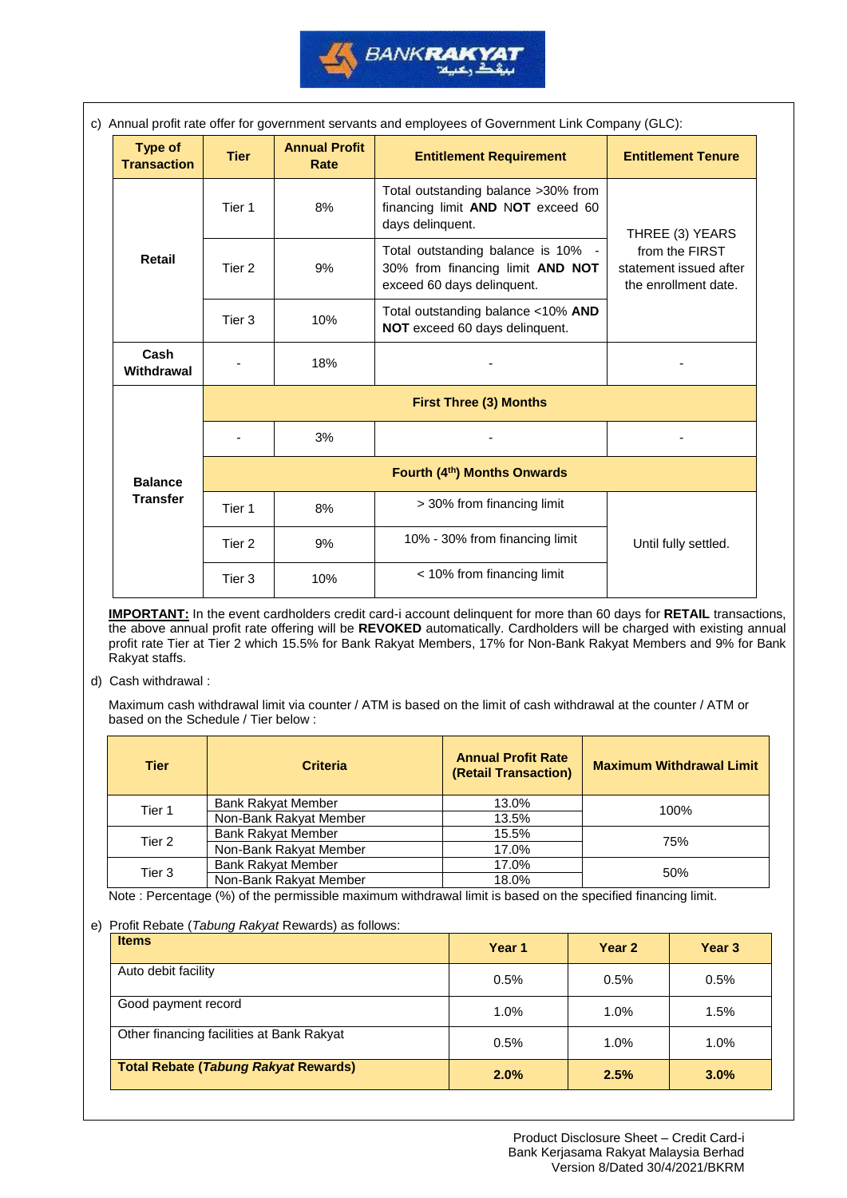c) Annual profit rate offer for government servants and employees of Government Link Company (GLC):

| Type of Transaction | Tier | Annual Profit Rate | Entitlement Requirement | Entitlement Tenure |
|---|---|---|---|---|
| Retail | Tier 1 | 8% | Total outstanding balance >30% from financing limit **AND NOT** exceed 60 days delinquent. | THREE (3) YEARS from the FIRST statement issued after the enrollment date. |
| | Tier 2 | 9% | Total outstanding balance is 10% - 30% from financing limit **AND NOT** exceed 60 days delinquent. | |
| | Tier 3 | 10% | Total outstanding balance <10% **AND NOT** exceed 60 days delinquent. | |
| Cash Withdrawal | - | 18% | - | - |
| Balance Transfer | **First Three (3) Months** | | | |
| | - | 3% | - | - |
| | **Fourth (4th) Months Onwards** | | | |
| | Tier 1 | 8% | > 30% from financing limit | Until fully settled. |
| | Tier 2 | 9% | 10% - 30% from financing limit | |
| | Tier 3 | 10% | < 10% from financing limit | |

**IMPORTANT:** In the event cardholders credit card-i account delinquent for more than 60 days for **RETAIL** transactions, the above annual profit rate offering will be **REVOKED** automatically. Cardholders will be charged with existing annual profit rate Tier at Tier 2 which 15.5% for Bank Rakyat Members, 17% for Non-Bank Rakyat Members and 9% for Bank Rakyat staffs.

d) Cash withdrawal :

Maximum cash withdrawal limit via counter / ATM is based on the limit of cash withdrawal at the counter / ATM or based on the Schedule / Tier below :

| Tier | Criteria | Annual Profit Rate (Retail Transaction) | Maximum Withdrawal Limit |
|---|---|---|---|
| Tier 1 | Bank Rakyat Member | 13.0% | 100% |
| | Non-Bank Rakyat Member | 13.5% | |
| Tier 2 | Bank Rakyat Member | 15.5% | 75% |
| | Non-Bank Rakyat Member | 17.0% | |
| Tier 3 | Bank Rakyat Member | 17.0% | 50% |
| | Non-Bank Rakyat Member | 18.0% | |

Note : Percentage (%) of the permissible maximum withdrawal limit is based on the specified financing limit.

e) Profit Rebate (*Tabung Rakyat* Rewards) as follows:

| Items | Year 1 | Year 2 | Year 3 |
|---|---|---|---|
| Auto debit facility | 0.5% | 0.5% | 0.5% |
| Good payment record | 1.0% | 1.0% | 1.5% |
| Other financing facilities at Bank Rakyat | 0.5% | 1.0% | 1.0% |
| **Total Rebate (*Tabung Rakyat* Rewards)** | **2.0%** | **2.5%** | **3.0%** |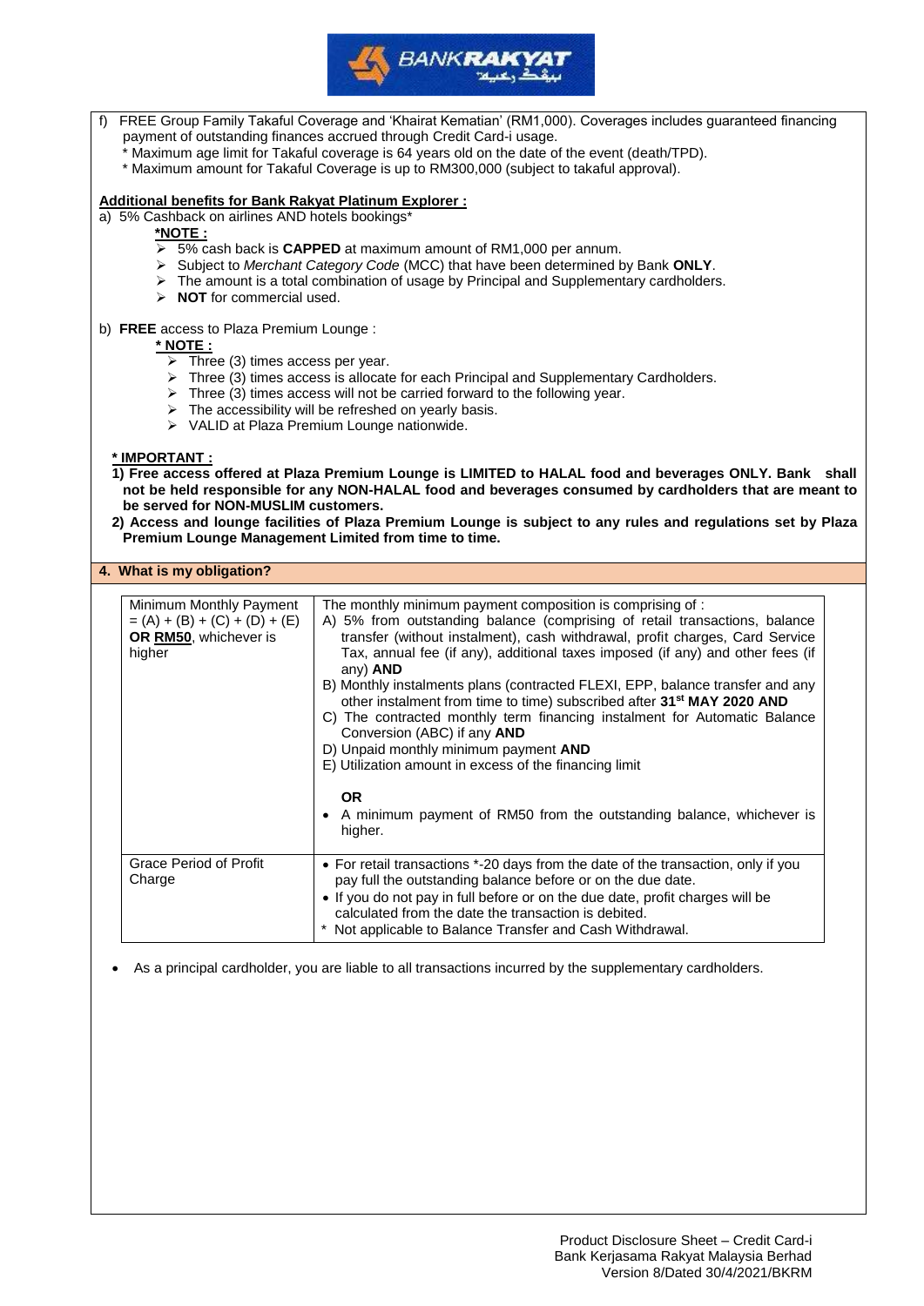f) FREE Group Family Takaful Coverage and 'Khairat Kematian' (RM1,000). Coverages includes guaranteed financing payment of outstanding finances accrued through Credit Card-i usage.
   * Maximum age limit for Takaful coverage is 64 years old on the date of the event (death/TPD).
   * Maximum amount for Takaful Coverage is up to RM300,000 (subject to takaful approval).

**Additional benefits for Bank Rakyat Platinum Explorer :**

a) 5% Cashback on airlines AND hotels bookings*

   ***NOTE :**
   - 5% cash back is **CAPPED** at maximum amount of RM1,000 per annum.
   - Subject to *Merchant Category Code* (MCC) that have been determined by Bank **ONLY**.
   - The amount is a total combination of usage by Principal and Supplementary cardholders.
   - **NOT** for commercial used.

b) **FREE** access to Plaza Premium Lounge :

   **\* NOTE :**
   - Three (3) times access per year.
   - Three (3) times access is allocate for each Principal and Supplementary Cardholders.
   - Three (3) times access will not be carried forward to the following year.
   - The accessibility will be refreshed on yearly basis.
   - VALID at Plaza Premium Lounge nationwide.

**\* IMPORTANT :**

**1) Free access offered at Plaza Premium Lounge is LIMITED to HALAL food and beverages ONLY. Bank shall not be held responsible for any NON-HALAL food and beverages consumed by cardholders that are meant to be served for NON-MUSLIM customers.**

**2) Access and lounge facilities of Plaza Premium Lounge is subject to any rules and regulations set by Plaza Premium Lounge Management Limited from time to time.**

## 4. What is my obligation?

| | |
|---|---|
| Minimum Monthly Payment = (A) + (B) + (C) + (D) + (E) **OR RM50**, whichever is higher | The monthly minimum payment composition is comprising of :<br>A) 5% from outstanding balance (comprising of retail transactions, balance transfer (without instalment), cash withdrawal, profit charges, Card Service Tax, annual fee (if any), additional taxes imposed (if any) and other fees (if any) **AND**<br>B) Monthly instalments plans (contracted FLEXI, EPP, balance transfer and any other instalment from time to time) subscribed after **31st MAY 2020 AND**<br>C) The contracted monthly term financing instalment for Automatic Balance Conversion (ABC) if any **AND**<br>D) Unpaid monthly minimum payment **AND**<br>E) Utilization amount in excess of the financing limit<br><br>**OR**<br>• A minimum payment of RM50 from the outstanding balance, whichever is higher. |
| Grace Period of Profit Charge | • For retail transactions *-20 days from the date of the transaction, only if you pay full the outstanding balance before or on the due date.<br>• If you do not pay in full before or on the due date, profit charges will be calculated from the date the transaction is debited.<br>* Not applicable to Balance Transfer and Cash Withdrawal. |

- As a principal cardholder, you are liable to all transactions incurred by the supplementary cardholders.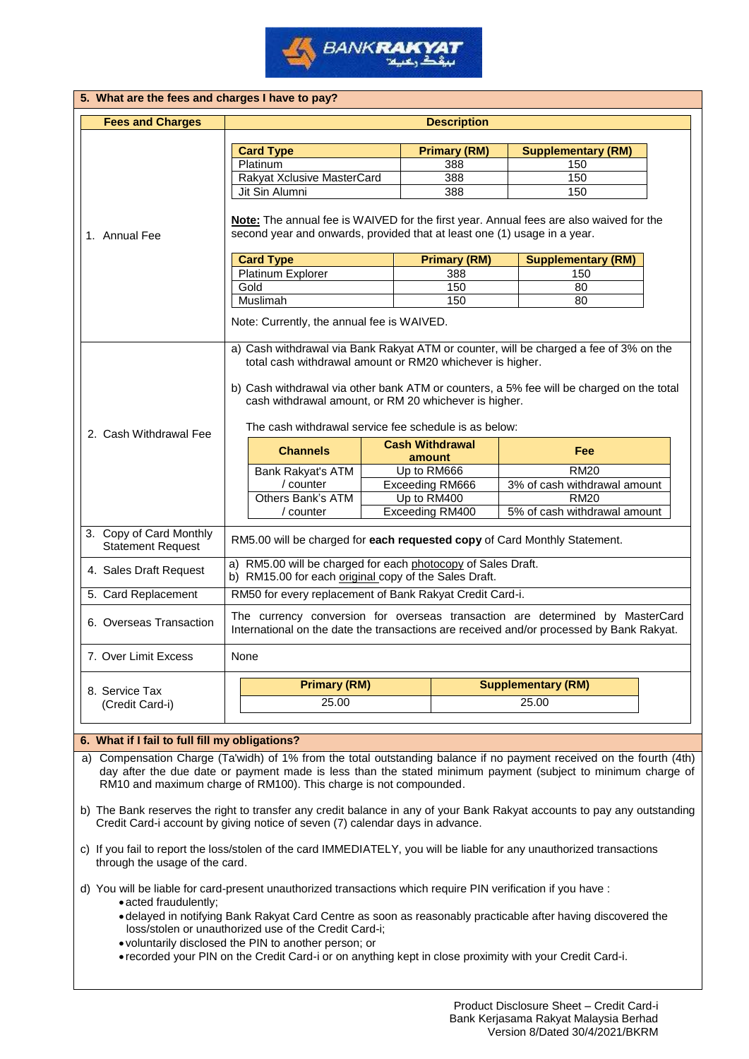## 5. What are the fees and charges I have to pay?

**1. Annual Fee**

| Card Type | Primary (RM) | Supplementary (RM) |
|---|---|---|
| Platinum | 388 | 150 |
| Rakyat Xclusive MasterCard | 388 | 150 |
| Jit Sin Alumni | 388 | 150 |

**Note:** The annual fee is WAIVED for the first year. Annual fees are also waived for the second year and onwards, provided that at least one (1) usage in a year.

| Card Type | Primary (RM) | Supplementary (RM) |
|---|---|---|
| Platinum Explorer | 388 | 150 |
| Gold | 150 | 80 |
| Muslimah | 150 | 80 |

Note: Currently, the annual fee is WAIVED.

**2. Cash Withdrawal Fee**

a) Cash withdrawal via Bank Rakyat ATM or counter, will be charged a fee of 3% on the total cash withdrawal amount or RM20 whichever is higher.

b) Cash withdrawal via other bank ATM or counters, a 5% fee will be charged on the total cash withdrawal amount, or RM 20 whichever is higher.

The cash withdrawal service fee schedule is as below:

| Channels | Cash Withdrawal amount | Fee |
|---|---|---|
| Bank Rakyat's ATM / counter | Up to RM666 | RM20 |
| | Exceeding RM666 | 3% of cash withdrawal amount |
| Others Bank's ATM / counter | Up to RM400 | RM20 |
| | Exceeding RM400 | 5% of cash withdrawal amount |

| Fees and Charges | Description |
|---|---|
| 3. Copy of Card Monthly Statement Request | RM5.00 will be charged for **each requested copy** of Card Monthly Statement. |
| 4. Sales Draft Request | a) RM5.00 will be charged for each photocopy of Sales Draft.<br>b) RM15.00 for each original copy of the Sales Draft. |
| 5. Card Replacement | RM50 for every replacement of Bank Rakyat Credit Card-i. |
| 6. Overseas Transaction | The currency conversion for overseas transaction are determined by MasterCard International on the date the transactions are received and/or processed by Bank Rakyat. |
| 7. Over Limit Excess | None |

**8. Service Tax (Credit Card-i)**

| Primary (RM) | Supplementary (RM) |
|---|---|
| 25.00 | 25.00 |

## 6. What if I fail to full fill my obligations?

a) Compensation Charge (Ta'widh) of 1% from the total outstanding balance if no payment received on the fourth (4th) day after the due date or payment made is less than the stated minimum payment (subject to minimum charge of RM10 and maximum charge of RM100). This charge is not compounded.

b) The Bank reserves the right to transfer any credit balance in any of your Bank Rakyat accounts to pay any outstanding Credit Card-i account by giving notice of seven (7) calendar days in advance.

c) If you fail to report the loss/stolen of the card IMMEDIATELY, you will be liable for any unauthorized transactions through the usage of the card.

d) You will be liable for card-present unauthorized transactions which require PIN verification if you have :
- acted fraudulently;
- delayed in notifying Bank Rakyat Card Centre as soon as reasonably practicable after having discovered the loss/stolen or unauthorized use of the Credit Card-i;
- voluntarily disclosed the PIN to another person; or
- recorded your PIN on the Credit Card-i or on anything kept in close proximity with your Credit Card-i.

Product Disclosure Sheet – Credit Card-i
Bank Kerjasama Rakyat Malaysia Berhad
Version 8/Dated 30/4/2021/BKRM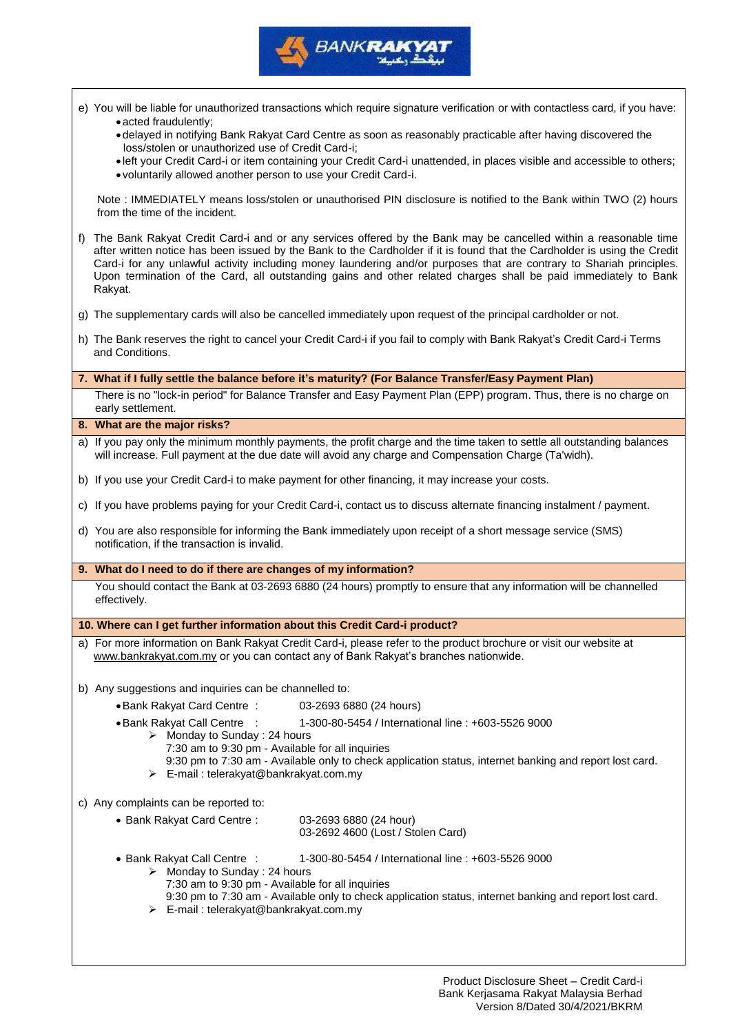e) You will be liable for unauthorized transactions which require signature verification or with contactless card, if you have:
   - acted fraudulently;
   - delayed in notifying Bank Rakyat Card Centre as soon as reasonably practicable after having discovered the loss/stolen or unauthorized use of Credit Card-i;
   - left your Credit Card-i or item containing your Credit Card-i unattended, in places visible and accessible to others;
   - voluntarily allowed another person to use your Credit Card-i.

   Note : IMMEDIATELY means loss/stolen or unauthorised PIN disclosure is notified to the Bank within TWO (2) hours from the time of the incident.

f) The Bank Rakyat Credit Card-i and or any services offered by the Bank may be cancelled within a reasonable time after written notice has been issued by the Bank to the Cardholder if it is found that the Cardholder is using the Credit Card-i for any unlawful activity including money laundering and/or purposes that are contrary to Shariah principles. Upon termination of the Card, all outstanding gains and other related charges shall be paid immediately to Bank Rakyat.

g) The supplementary cards will also be cancelled immediately upon request of the principal cardholder or not.

h) The Bank reserves the right to cancel your Credit Card-i if you fail to comply with Bank Rakyat's Credit Card-i Terms and Conditions.

### 7. What if I fully settle the balance before it's maturity? (For Balance Transfer/Easy Payment Plan)

There is no "lock-in period" for Balance Transfer and Easy Payment Plan (EPP) program. Thus, there is no charge on early settlement.

### 8. What are the major risks?

a) If you pay only the minimum monthly payments, the profit charge and the time taken to settle all outstanding balances will increase. Full payment at the due date will avoid any charge and Compensation Charge (Ta'widh).

b) If you use your Credit Card-i to make payment for other financing, it may increase your costs.

c) If you have problems paying for your Credit Card-i, contact us to discuss alternate financing instalment / payment.

d) You are also responsible for informing the Bank immediately upon receipt of a short message service (SMS) notification, if the transaction is invalid.

### 9. What do I need to do if there are changes of my information?

You should contact the Bank at 03-2693 6880 (24 hours) promptly to ensure that any information will be channelled effectively.

### 10. Where can I get further information about this Credit Card-i product?

a) For more information on Bank Rakyat Credit Card-i, please refer to the product brochure or visit our website at www.bankrakyat.com.my or you can contact any of Bank Rakyat's branches nationwide.

b) Any suggestions and inquiries can be channelled to:
   - Bank Rakyat Card Centre : 03-2693 6880 (24 hours)
   - Bank Rakyat Call Centre : 1-300-80-5454 / International line : +603-5526 9000
     - Monday to Sunday : 24 hours
       7:30 am to 9:30 pm - Available for all inquiries
       9:30 pm to 7:30 am - Available only to check application status, internet banking and report lost card.
     - E-mail : telerakyat@bankrakyat.com.my

c) Any complaints can be reported to:
   - Bank Rakyat Card Centre : 03-2693 6880 (24 hour)
     03-2692 4600 (Lost / Stolen Card)
   - Bank Rakyat Call Centre : 1-300-80-5454 / International line : +603-5526 9000
     - Monday to Sunday : 24 hours
       7:30 am to 9:30 pm - Available for all inquiries
       9:30 pm to 7:30 am - Available only to check application status, internet banking and report lost card.
     - E-mail : telerakyat@bankrakyat.com.my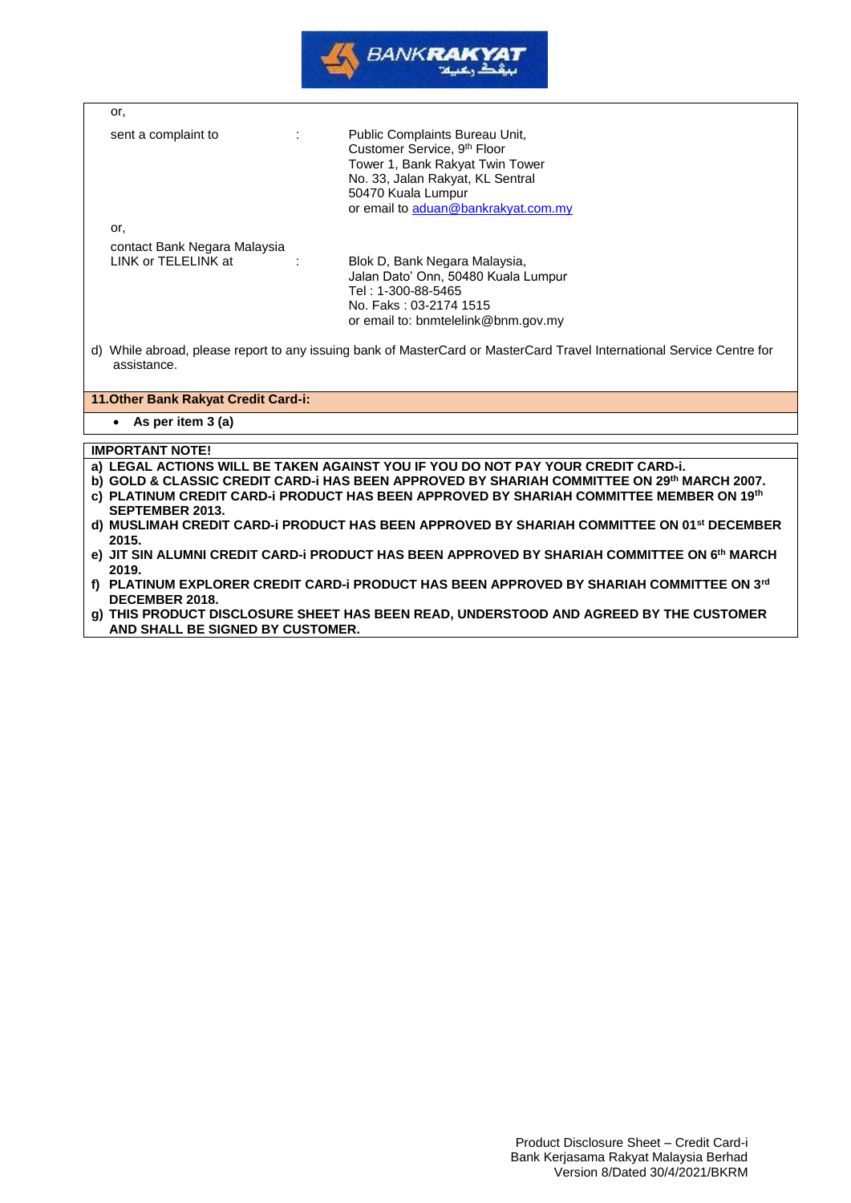or,

sent a complaint to : Public Complaints Bureau Unit,
Customer Service, 9th Floor
Tower 1, Bank Rakyat Twin Tower
No. 33, Jalan Rakyat, KL Sentral
50470 Kuala Lumpur
or email to aduan@bankrakyat.com.my

or,

contact Bank Negara Malaysia LINK or TELELINK at : Blok D, Bank Negara Malaysia,
Jalan Dato' Onn, 50480 Kuala Lumpur
Tel : 1-300-88-5465
No. Faks : 03-2174 1515
or email to: bnmtelelink@bnm.gov.my

d) While abroad, please report to any issuing bank of MasterCard or MasterCard Travel International Service Centre for assistance.

**11.Other Bank Rakyat Credit Card-i:**

- **As per item 3 (a)**

**IMPORTANT NOTE!**

**a) LEGAL ACTIONS WILL BE TAKEN AGAINST YOU IF YOU DO NOT PAY YOUR CREDIT CARD-i.**
**b) GOLD & CLASSIC CREDIT CARD-i HAS BEEN APPROVED BY SHARIAH COMMITTEE ON 29th MARCH 2007.**
**c) PLATINUM CREDIT CARD-i PRODUCT HAS BEEN APPROVED BY SHARIAH COMMITTEE MEMBER ON 19th SEPTEMBER 2013.**
**d) MUSLIMAH CREDIT CARD-i PRODUCT HAS BEEN APPROVED BY SHARIAH COMMITTEE ON 01st DECEMBER 2015.**
**e) JIT SIN ALUMNI CREDIT CARD-i PRODUCT HAS BEEN APPROVED BY SHARIAH COMMITTEE ON 6th MARCH 2019.**
**f) PLATINUM EXPLORER CREDIT CARD-i PRODUCT HAS BEEN APPROVED BY SHARIAH COMMITTEE ON 3rd DECEMBER 2018.**
**g) THIS PRODUCT DISCLOSURE SHEET HAS BEEN READ, UNDERSTOOD AND AGREED BY THE CUSTOMER AND SHALL BE SIGNED BY CUSTOMER.**